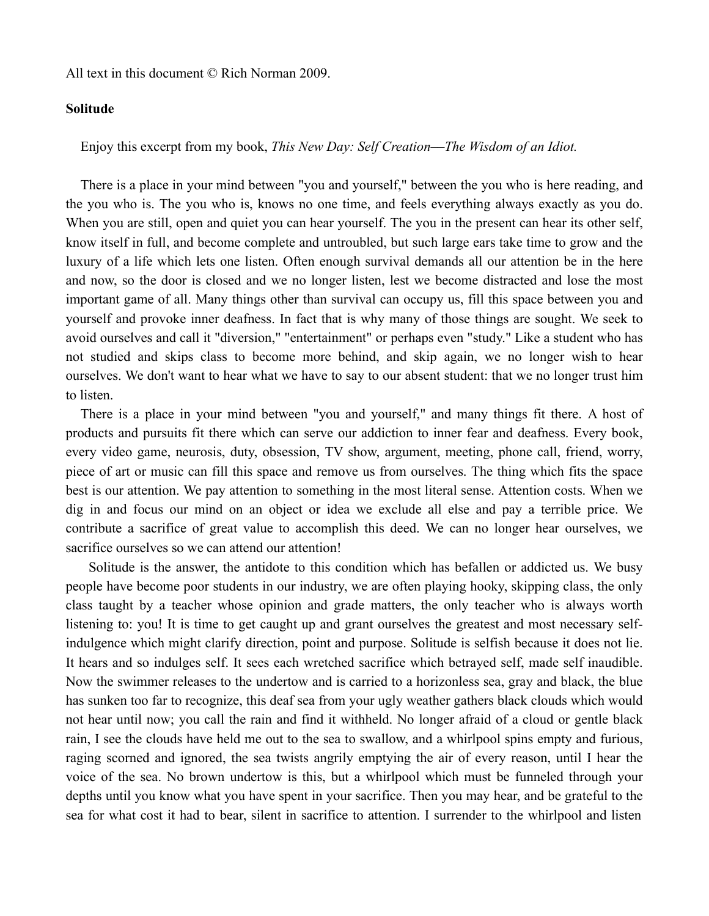All text in this document © Rich Norman 2009.

**Solitude**

Enjoy this excerpt from my book, *This New Day: Self Creation—The Wisdom of an Idiot.*

There is a place in your mind between "you and yourself," between the you who is here reading, and the you who is. The you who is, knows no one time, and feels everything always exactly as you do. When you are still, open and quiet you can hear yourself. The you in the present can hear its other self, know itself in full, and become complete and untroubled, but such large ears take time to grow and the luxury of a life which lets one listen. Often enough survival demands all our attention be in the here and now, so the door is closed and we no longer listen, lest we become distracted and lose the most important game of all. Many things other than survival can occupy us, fill this space between you and yourself and provoke inner deafness. In fact that is why many of those things are sought. We seek to avoid ourselves and call it "diversion," "entertainment" or perhaps even "study." Like a student who has not studied and skips class to become more behind, and skip again, we no longer wish to hear ourselves. We don't want to hear what we have to say to our absent student: that we no longer trust him to listen.

There is a place in your mind between "you and yourself," and many things fit there. A host of products and pursuits fit there which can serve our addiction to inner fear and deafness. Every book, every video game, neurosis, duty, obsession, TV show, argument, meeting, phone call, friend, worry, piece of art or music can fill this space and remove us from ourselves. The thing which fits the space best is our attention. We pay attention to something in the most literal sense. Attention costs. When we dig in and focus our mind on an object or idea we exclude all else and pay a terrible price. We contribute a sacrifice of great value to accomplish this deed. We can no longer hear ourselves, we sacrifice ourselves so we can attend our attention!

Solitude is the answer, the antidote to this condition which has befallen or addicted us. We busy people have become poor students in our industry, we are often playing hooky, skipping class, the only class taught by a teacher whose opinion and grade matters, the only teacher who is always worth listening to: you! It is time to get caught up and grant ourselves the greatest and most necessary self-indulgence which might clarify direction, point and purpose. Solitude is selfish because it does not lie. It hears and so indulges self. It sees each wretched sacrifice which betrayed self, made self inaudible. Now the swimmer releases to the undertow and is carried to a horizonless sea, gray and black, the blue has sunken too far to recognize, this deaf sea from your ugly weather gathers black clouds which would not hear until now; you call the rain and find it withheld. No longer afraid of a cloud or gentle black rain, I see the clouds have held me out to the sea to swallow, and a whirlpool spins empty and furious, raging scorned and ignored, the sea twists angrily emptying the air of every reason, until I hear the voice of the sea. No brown undertow is this, but a whirlpool which must be funneled through your depths until you know what you have spent in your sacrifice. Then you may hear, and be grateful to the sea for what cost it had to bear, silent in sacrifice to attention. I surrender to the whirlpool and listen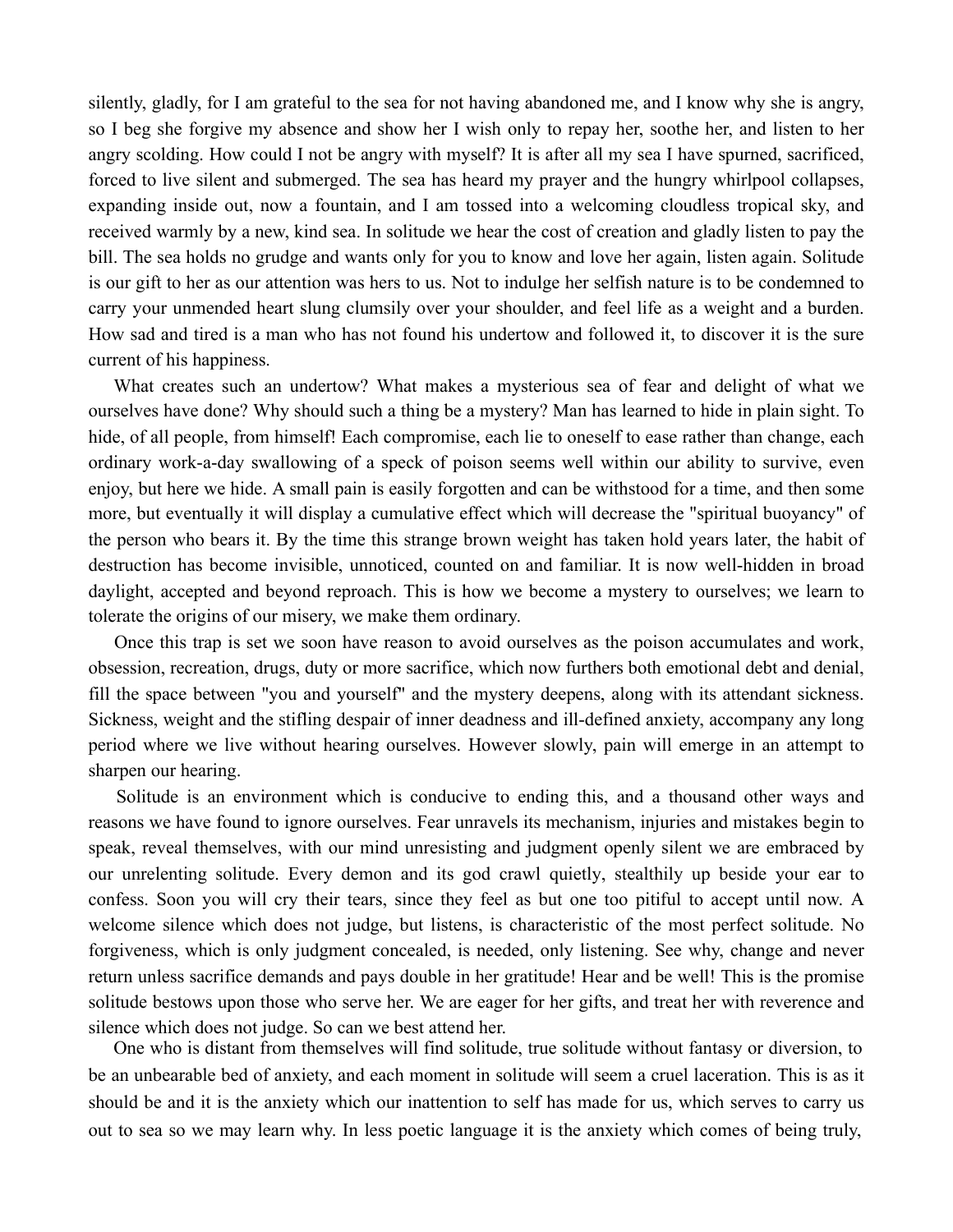silently, gladly, for I am grateful to the sea for not having abandoned me, and I know why she is angry, so I beg she forgive my absence and show her I wish only to repay her, soothe her, and listen to her angry scolding. How could I not be angry with myself? It is after all my sea I have spurned, sacrificed, forced to live silent and submerged. The sea has heard my prayer and the hungry whirlpool collapses, expanding inside out, now a fountain, and I am tossed into a welcoming cloudless tropical sky, and received warmly by a new, kind sea. In solitude we hear the cost of creation and gladly listen to pay the bill. The sea holds no grudge and wants only for you to know and love her again, listen again. Solitude is our gift to her as our attention was hers to us. Not to indulge her selfish nature is to be condemned to carry your unmended heart slung clumsily over your shoulder, and feel life as a weight and a burden. How sad and tired is a man who has not found his undertow and followed it, to discover it is the sure current of his happiness.

What creates such an undertow? What makes a mysterious sea of fear and delight of what we ourselves have done? Why should such a thing be a mystery? Man has learned to hide in plain sight. To hide, of all people, from himself! Each compromise, each lie to oneself to ease rather than change, each ordinary work-a-day swallowing of a speck of poison seems well within our ability to survive, even enjoy, but here we hide. A small pain is easily forgotten and can be withstood for a time, and then some more, but eventually it will display a cumulative effect which will decrease the "spiritual buoyancy" of the person who bears it. By the time this strange brown weight has taken hold years later, the habit of destruction has become invisible, unnoticed, counted on and familiar. It is now well-hidden in broad daylight, accepted and beyond reproach. This is how we become a mystery to ourselves; we learn to tolerate the origins of our misery, we make them ordinary.

Once this trap is set we soon have reason to avoid ourselves as the poison accumulates and work, obsession, recreation, drugs, duty or more sacrifice, which now furthers both emotional debt and denial, fill the space between "you and yourself" and the mystery deepens, along with its attendant sickness. Sickness, weight and the stifling despair of inner deadness and ill-defined anxiety, accompany any long period where we live without hearing ourselves. However slowly, pain will emerge in an attempt to sharpen our hearing.

Solitude is an environment which is conducive to ending this, and a thousand other ways and reasons we have found to ignore ourselves. Fear unravels its mechanism, injuries and mistakes begin to speak, reveal themselves, with our mind unresisting and judgment openly silent we are embraced by our unrelenting solitude. Every demon and its god crawl quietly, stealthily up beside your ear to confess. Soon you will cry their tears, since they feel as but one too pitiful to accept until now. A welcome silence which does not judge, but listens, is characteristic of the most perfect solitude. No forgiveness, which is only judgment concealed, is needed, only listening. See why, change and never return unless sacrifice demands and pays double in her gratitude! Hear and be well! This is the promise solitude bestows upon those who serve her. We are eager for her gifts, and treat her with reverence and silence which does not judge. So can we best attend her.

One who is distant from themselves will find solitude, true solitude without fantasy or diversion, to be an unbearable bed of anxiety, and each moment in solitude will seem a cruel laceration. This is as it should be and it is the anxiety which our inattention to self has made for us, which serves to carry us out to sea so we may learn why. In less poetic language it is the anxiety which comes of being truly,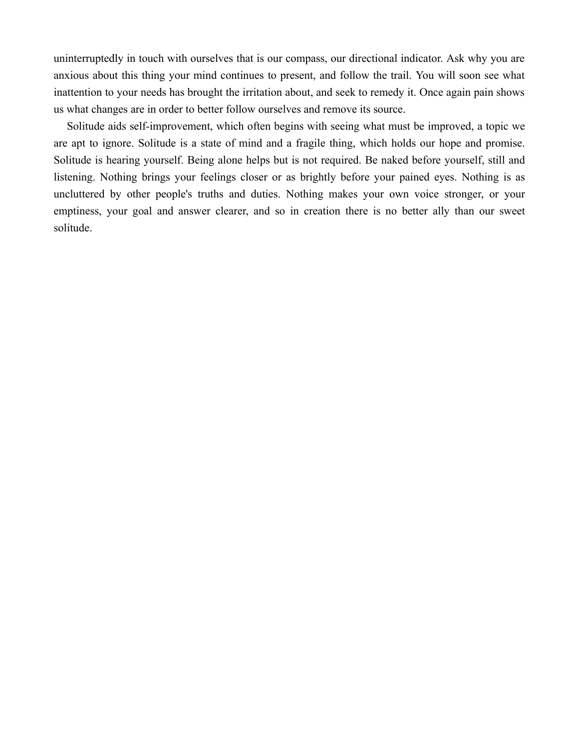uninterruptedly in touch with ourselves that is our compass, our directional indicator. Ask why you are anxious about this thing your mind continues to present, and follow the trail. You will soon see what inattention to your needs has brought the irritation about, and seek to remedy it. Once again pain shows us what changes are in order to better follow ourselves and remove its source.

Solitude aids self-improvement, which often begins with seeing what must be improved, a topic we are apt to ignore. Solitude is a state of mind and a fragile thing, which holds our hope and promise. Solitude is hearing yourself. Being alone helps but is not required. Be naked before yourself, still and listening. Nothing brings your feelings closer or as brightly before your pained eyes. Nothing is as uncluttered by other people's truths and duties. Nothing makes your own voice stronger, or your emptiness, your goal and answer clearer, and so in creation there is no better ally than our sweet solitude.